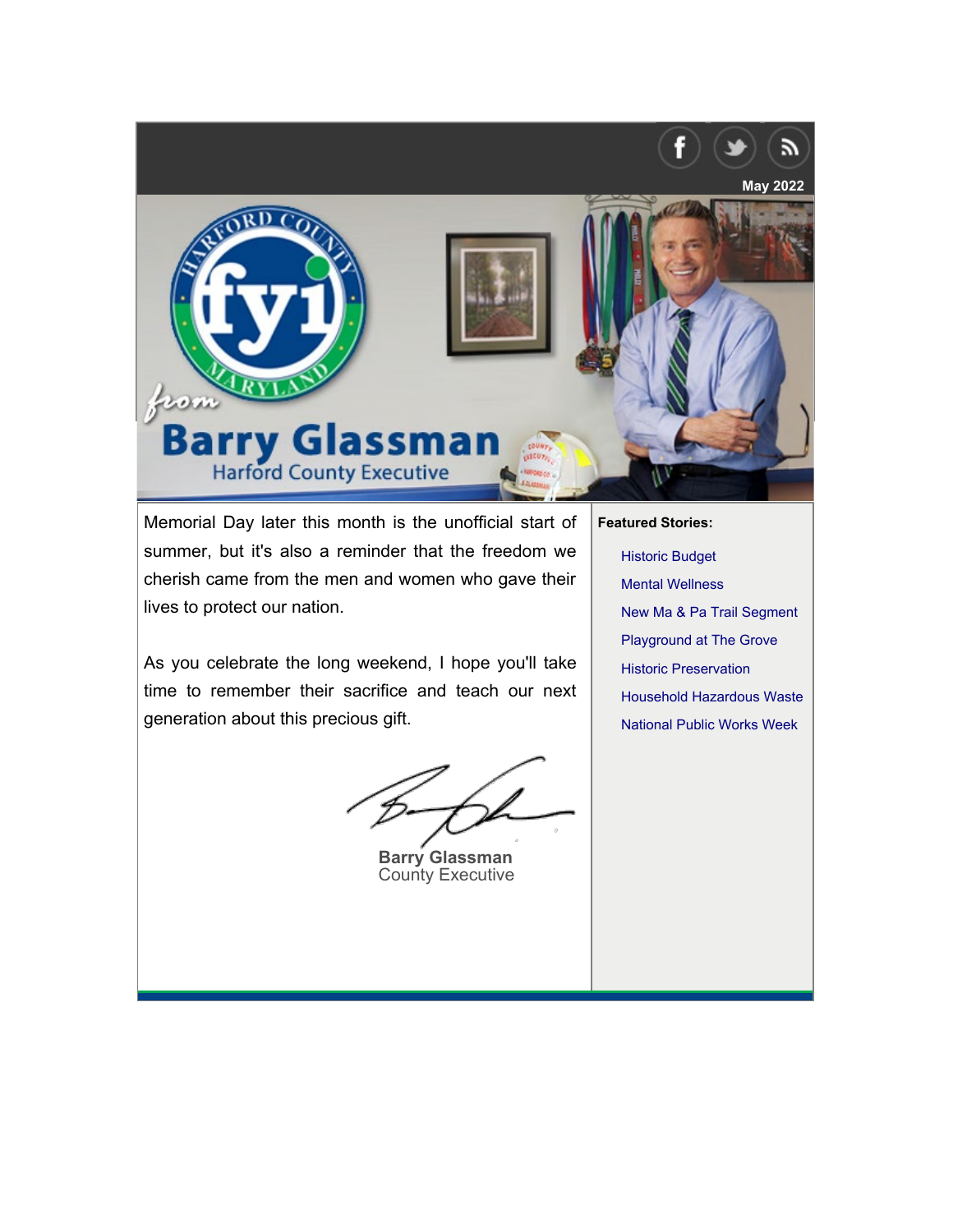May 2022

# Harford County Maryland fyi from Barry Glassman

Harford County Executive

Memorial Day later this month is the unofficial start of summer, but it's also a reminder that the freedom we cherish came from the men and women who gave their lives to protect our nation.

As you celebrate the long weekend, I hope you'll take time to remember their sacrifice and teach our next generation about this precious gift.

**Barry Glassman**
County Executive

**Featured Stories:**

- Historic Budget
- Mental Wellness
- New Ma & Pa Trail Segment
- Playground at The Grove
- Historic Preservation
- Household Hazardous Waste
- National Public Works Week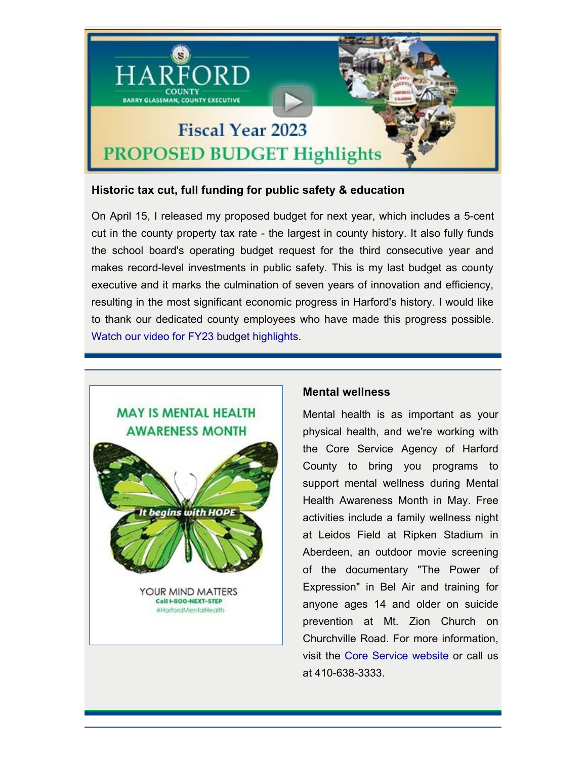### Historic tax cut, full funding for public safety & education

On April 15, I released my proposed budget for next year, which includes a 5-cent cut in the county property tax rate - the largest in county history. It also fully funds the school board's operating budget request for the third consecutive year and makes record-level investments in public safety. This is my last budget as county executive and it marks the culmination of seven years of innovation and efficiency, resulting in the most significant economic progress in Harford's history. I would like to thank our dedicated county employees who have made this progress possible. Watch our video for FY23 budget highlights.

### Mental wellness

Mental health is as important as your physical health, and we're working with the Core Service Agency of Harford County to bring you programs to support mental wellness during Mental Health Awareness Month in May. Free activities include a family wellness night at Leidos Field at Ripken Stadium in Aberdeen, an outdoor movie screening of the documentary "The Power of Expression" in Bel Air and training for anyone ages 14 and older on suicide prevention at Mt. Zion Church on Churchville Road. For more information, visit the Core Service website or call us at 410-638-3333.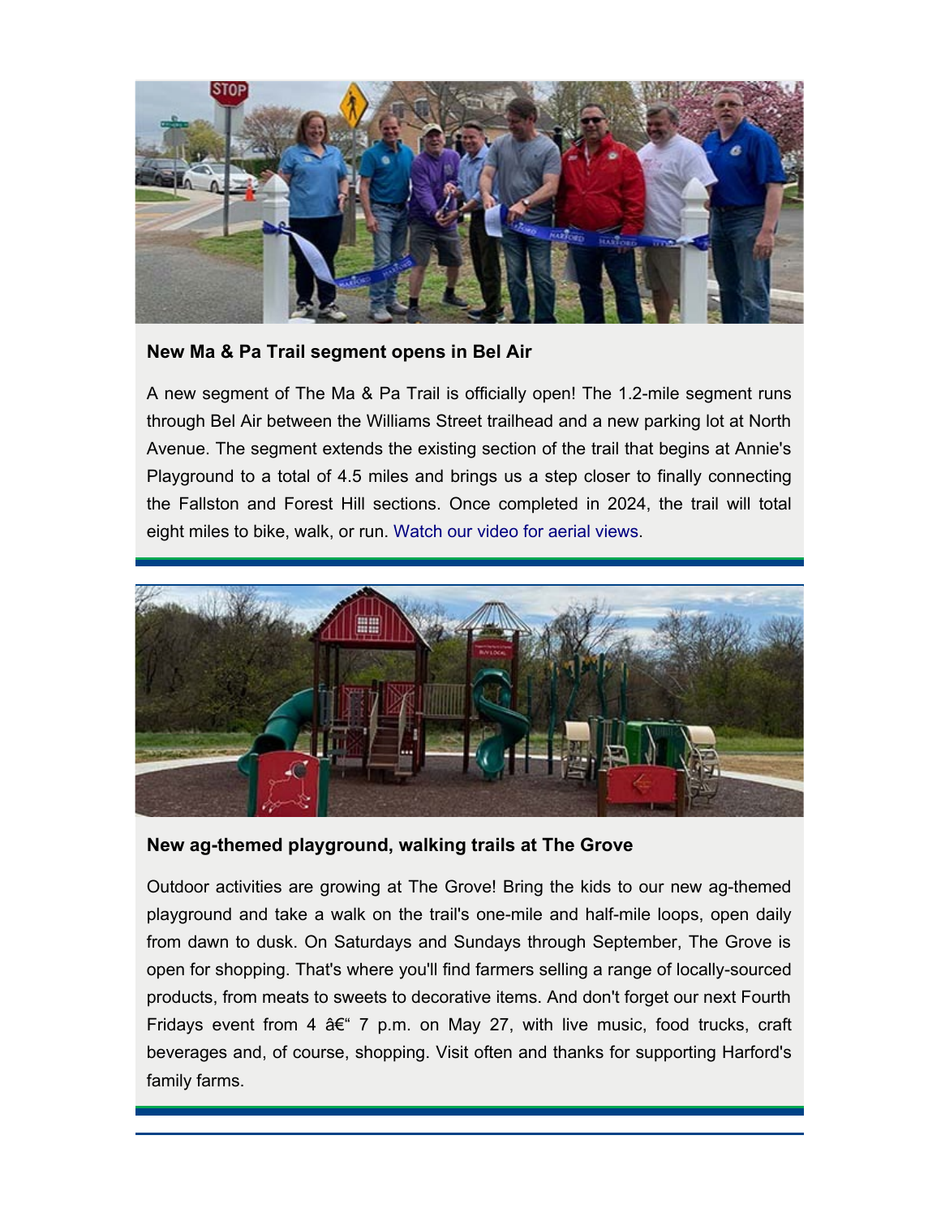### New Ma & Pa Trail segment opens in Bel Air

A new segment of The Ma & Pa Trail is officially open! The 1.2-mile segment runs through Bel Air between the Williams Street trailhead and a new parking lot at North Avenue. The segment extends the existing section of the trail that begins at Annie's Playground to a total of 4.5 miles and brings us a step closer to finally connecting the Fallston and Forest Hill sections. Once completed in 2024, the trail will total eight miles to bike, walk, or run. Watch our video for aerial views.

### New ag-themed playground, walking trails at The Grove

Outdoor activities are growing at The Grove! Bring the kids to our new ag-themed playground and take a walk on the trail's one-mile and half-mile loops, open daily from dawn to dusk. On Saturdays and Sundays through September, The Grove is open for shopping. That's where you'll find farmers selling a range of locally-sourced products, from meats to sweets to decorative items. And don't forget our next Fourth Fridays event from 4 â€“ 7 p.m. on May 27, with live music, food trucks, craft beverages and, of course, shopping. Visit often and thanks for supporting Harford's family farms.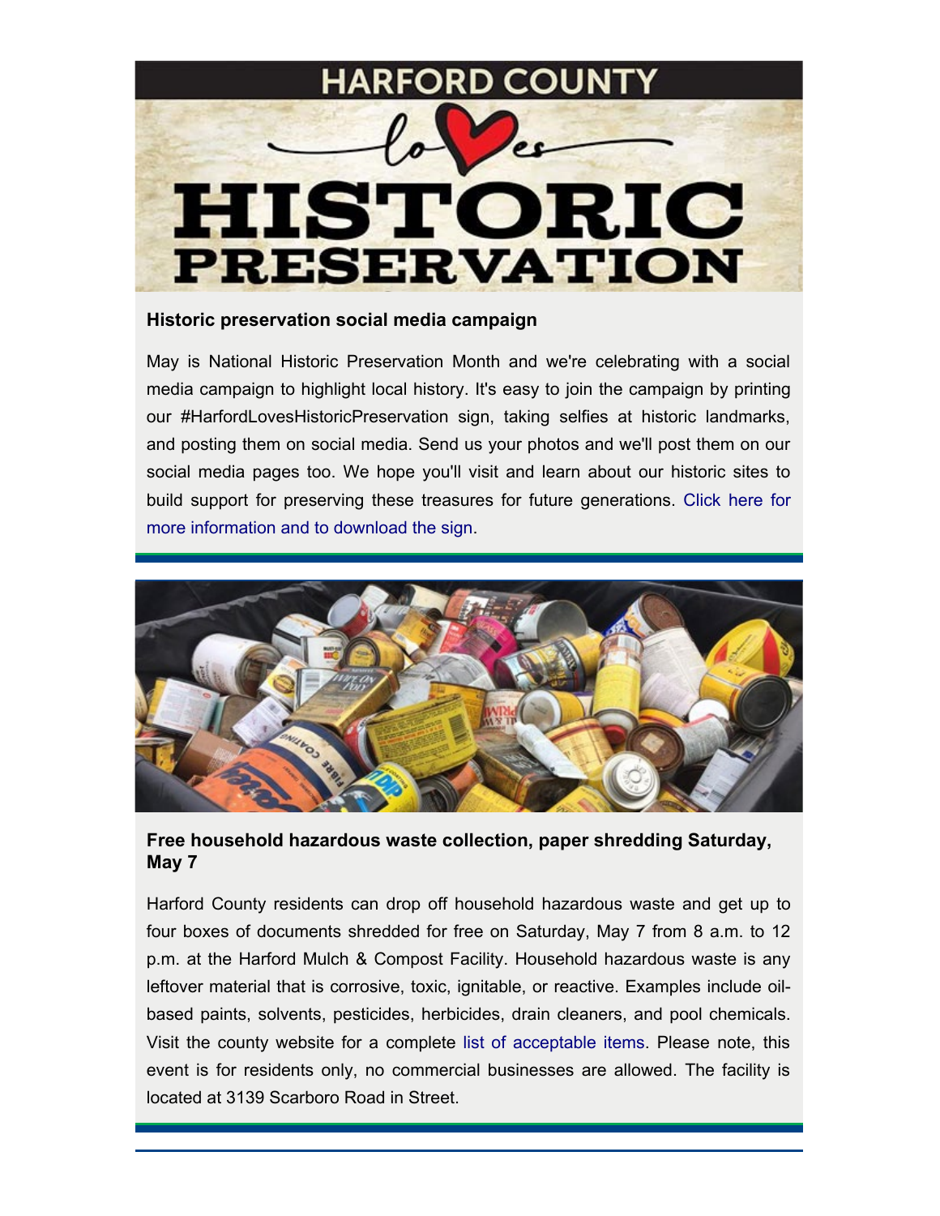### Historic preservation social media campaign

May is National Historic Preservation Month and we're celebrating with a social media campaign to highlight local history. It's easy to join the campaign by printing our #HarfordLovesHistoricPreservation sign, taking selfies at historic landmarks, and posting them on social media. Send us your photos and we'll post them on our social media pages too. We hope you'll visit and learn about our historic sites to build support for preserving these treasures for future generations. Click here for more information and to download the sign.

### Free household hazardous waste collection, paper shredding Saturday, May 7

Harford County residents can drop off household hazardous waste and get up to four boxes of documents shredded for free on Saturday, May 7 from 8 a.m. to 12 p.m. at the Harford Mulch & Compost Facility. Household hazardous waste is any leftover material that is corrosive, toxic, ignitable, or reactive. Examples include oil-based paints, solvents, pesticides, herbicides, drain cleaners, and pool chemicals. Visit the county website for a complete list of acceptable items. Please note, this event is for residents only, no commercial businesses are allowed. The facility is located at 3139 Scarboro Road in Street.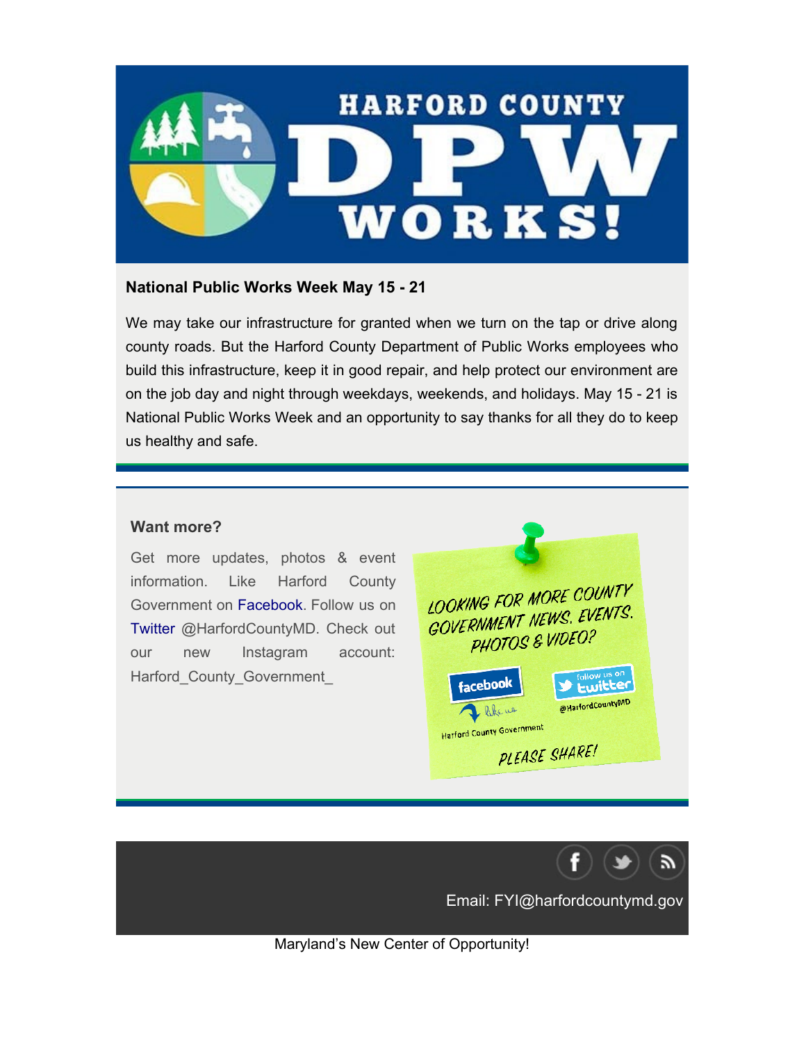## National Public Works Week May 15 - 21

We may take our infrastructure for granted when we turn on the tap or drive along county roads. But the Harford County Department of Public Works employees who build this infrastructure, keep it in good repair, and help protect our environment are on the job day and night through weekdays, weekends, and holidays. May 15 - 21 is National Public Works Week and an opportunity to say thanks for all they do to keep us healthy and safe.

### Want more?

Get more updates, photos & event information. Like Harford County Government on Facebook. Follow us on Twitter @HarfordCountyMD. Check out our new Instagram account: Harford_County_Government_

Email: FYI@harfordcountymd.gov

Maryland's New Center of Opportunity!